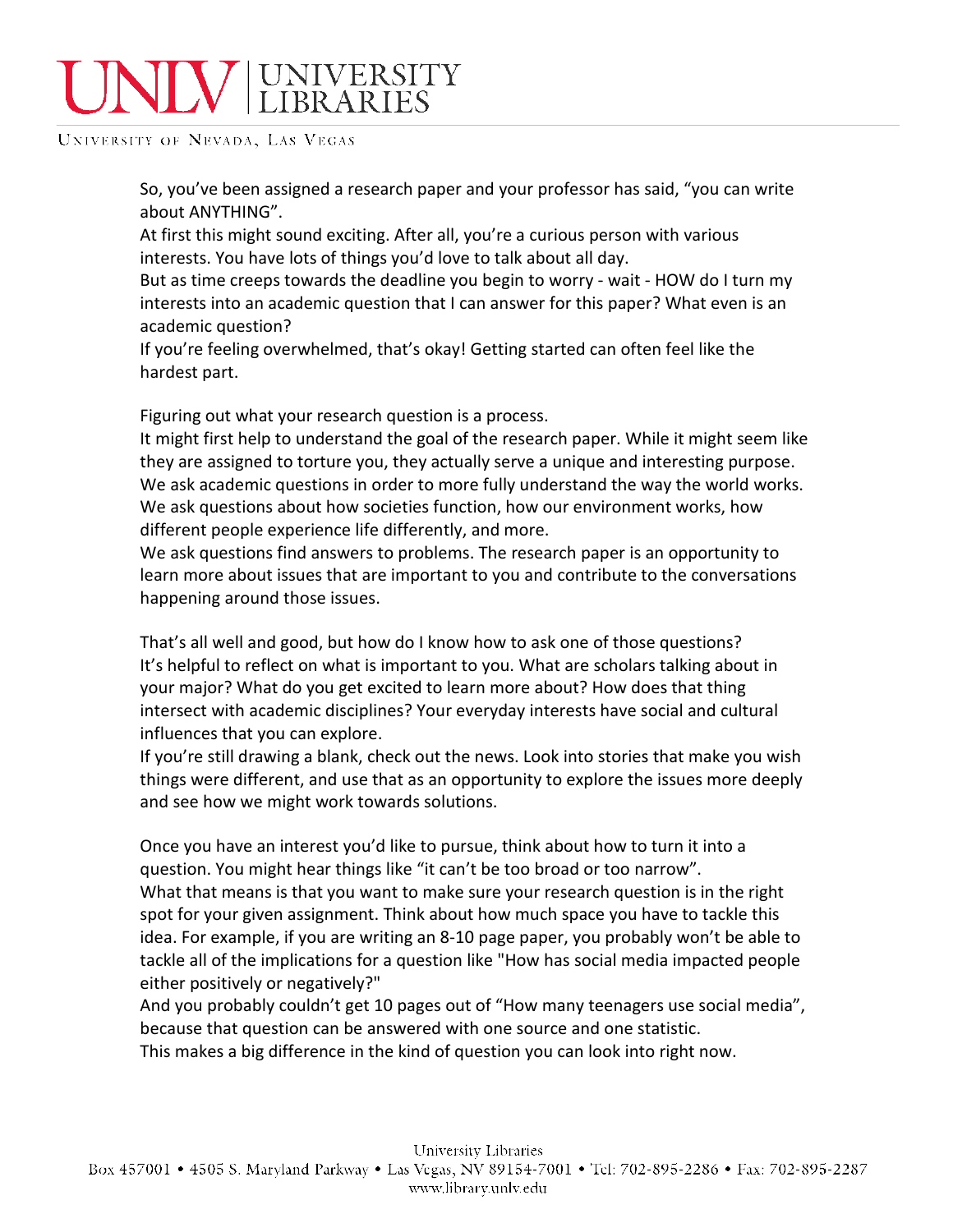So, you've been assigned a research paper and your professor has said, "you can write about ANYTHING".

At first this might sound exciting. After all, you're a curious person with various interests. You have lots of things you'd love to talk about all day.

But as time creeps towards the deadline you begin to worry - wait - HOW do I turn my interests into an academic question that I can answer for this paper? What even is an academic question?

If you're feeling overwhelmed, that's okay! Getting started can often feel like the hardest part.

Figuring out what your research question is a process.

It might first help to understand the goal of the research paper. While it might seem like they are assigned to torture you, they actually serve a unique and interesting purpose. We ask academic questions in order to more fully understand the way the world works. We ask questions about how societies function, how our environment works, how different people experience life differently, and more.

We ask questions find answers to problems. The research paper is an opportunity to learn more about issues that are important to you and contribute to the conversations happening around those issues.

That's all well and good, but how do I know how to ask one of those questions?

It's helpful to reflect on what is important to you. What are scholars talking about in your major? What do you get excited to learn more about? How does that thing intersect with academic disciplines? Your everyday interests have social and cultural influences that you can explore.

If you're still drawing a blank, check out the news. Look into stories that make you wish things were different, and use that as an opportunity to explore the issues more deeply and see how we might work towards solutions.

Once you have an interest you'd like to pursue, think about how to turn it into a question. You might hear things like "it can't be too broad or too narrow".

What that means is that you want to make sure your research question is in the right spot for your given assignment. Think about how much space you have to tackle this idea. For example, if you are writing an 8-10 page paper, you probably won't be able to tackle all of the implications for a question like "How has social media impacted people either positively or negatively?"

And you probably couldn't get 10 pages out of "How many teenagers use social media", because that question can be answered with one source and one statistic.

This makes a big difference in the kind of question you can look into right now.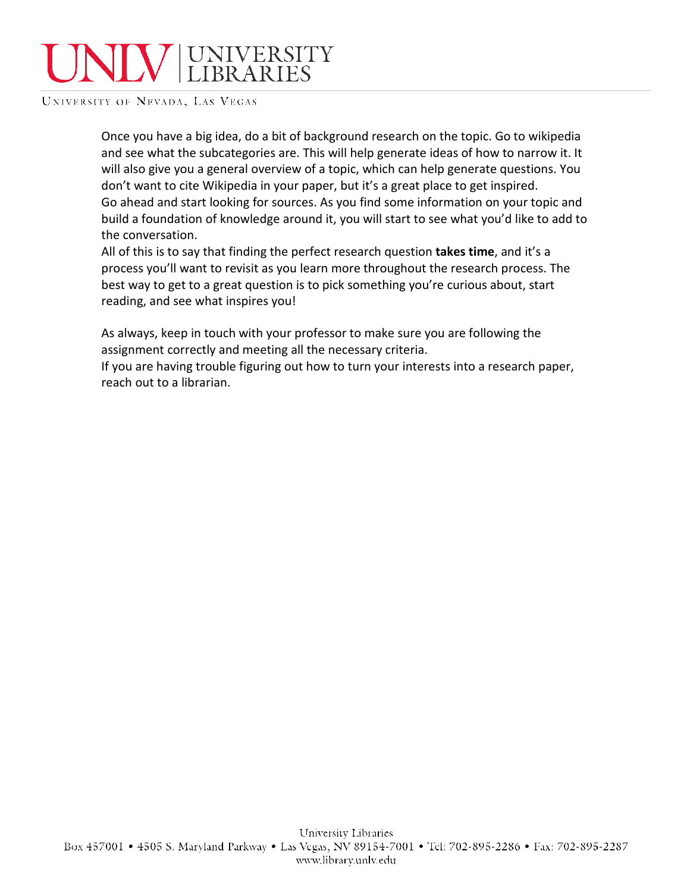Once you have a big idea, do a bit of background research on the topic. Go to wikipedia and see what the subcategories are. This will help generate ideas of how to narrow it. It will also give you a general overview of a topic, which can help generate questions. You don't want to cite Wikipedia in your paper, but it's a great place to get inspired.
Go ahead and start looking for sources. As you find some information on your topic and build a foundation of knowledge around it, you will start to see what you'd like to add to the conversation.
All of this is to say that finding the perfect research question **takes time**, and it's a process you'll want to revisit as you learn more throughout the research process. The best way to get to a great question is to pick something you're curious about, start reading, and see what inspires you!

As always, keep in touch with your professor to make sure you are following the assignment correctly and meeting all the necessary criteria.
If you are having trouble figuring out how to turn your interests into a research paper, reach out to a librarian.